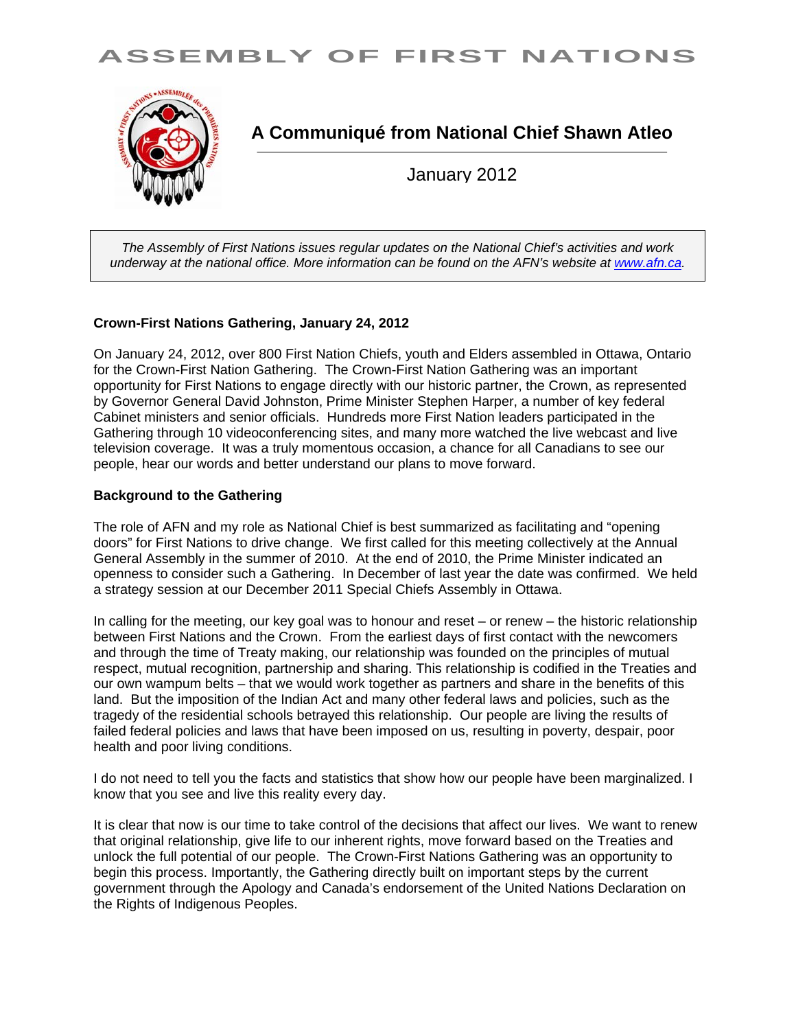# ASSEMBLY OF FIRST NATIONS

## A Communiqué from National Chief Shawn Atleo

January 2012

*The Assembly of First Nations issues regular updates on the National Chief's activities and work underway at the national office. More information can be found on the AFN's website at [www.afn.ca](http://www.afn.ca).*

**Crown-First Nations Gathering, January 24, 2012**

On January 24, 2012, over 800 First Nation Chiefs, youth and Elders assembled in Ottawa, Ontario for the Crown-First Nation Gathering. The Crown-First Nation Gathering was an important opportunity for First Nations to engage directly with our historic partner, the Crown, as represented by Governor General David Johnston, Prime Minister Stephen Harper, a number of key federal Cabinet ministers and senior officials. Hundreds more First Nation leaders participated in the Gathering through 10 videoconferencing sites, and many more watched the live webcast and live television coverage. It was a truly momentous occasion, a chance for all Canadians to see our people, hear our words and better understand our plans to move forward.

**Background to the Gathering**

The role of AFN and my role as National Chief is best summarized as facilitating and "opening doors" for First Nations to drive change. We first called for this meeting collectively at the Annual General Assembly in the summer of 2010. At the end of 2010, the Prime Minister indicated an openness to consider such a Gathering. In December of last year the date was confirmed. We held a strategy session at our December 2011 Special Chiefs Assembly in Ottawa.

In calling for the meeting, our key goal was to honour and reset – or renew – the historic relationship between First Nations and the Crown. From the earliest days of first contact with the newcomers and through the time of Treaty making, our relationship was founded on the principles of mutual respect, mutual recognition, partnership and sharing. This relationship is codified in the Treaties and our own wampum belts – that we would work together as partners and share in the benefits of this land. But the imposition of the Indian Act and many other federal laws and policies, such as the tragedy of the residential schools betrayed this relationship. Our people are living the results of failed federal policies and laws that have been imposed on us, resulting in poverty, despair, poor health and poor living conditions.

I do not need to tell you the facts and statistics that show how our people have been marginalized. I know that you see and live this reality every day.

It is clear that now is our time to take control of the decisions that affect our lives. We want to renew that original relationship, give life to our inherent rights, move forward based on the Treaties and unlock the full potential of our people. The Crown-First Nations Gathering was an opportunity to begin this process. Importantly, the Gathering directly built on important steps by the current government through the Apology and Canada's endorsement of the United Nations Declaration on the Rights of Indigenous Peoples.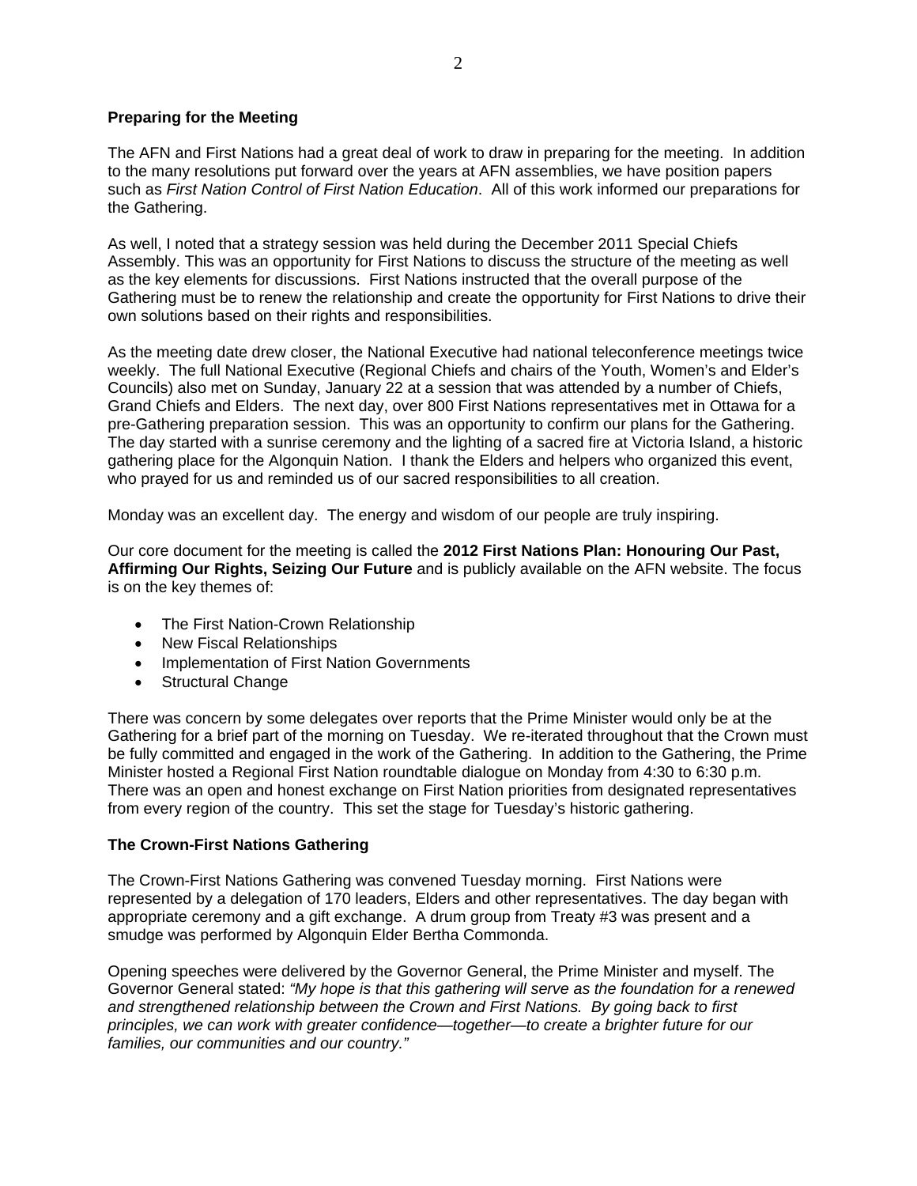**Preparing for the Meeting**

The AFN and First Nations had a great deal of work to draw in preparing for the meeting. In addition to the many resolutions put forward over the years at AFN assemblies, we have position papers such as *First Nation Control of First Nation Education*. All of this work informed our preparations for the Gathering.

As well, I noted that a strategy session was held during the December 2011 Special Chiefs Assembly. This was an opportunity for First Nations to discuss the structure of the meeting as well as the key elements for discussions. First Nations instructed that the overall purpose of the Gathering must be to renew the relationship and create the opportunity for First Nations to drive their own solutions based on their rights and responsibilities.

As the meeting date drew closer, the National Executive had national teleconference meetings twice weekly. The full National Executive (Regional Chiefs and chairs of the Youth, Women's and Elder's Councils) also met on Sunday, January 22 at a session that was attended by a number of Chiefs, Grand Chiefs and Elders. The next day, over 800 First Nations representatives met in Ottawa for a pre-Gathering preparation session. This was an opportunity to confirm our plans for the Gathering. The day started with a sunrise ceremony and the lighting of a sacred fire at Victoria Island, a historic gathering place for the Algonquin Nation. I thank the Elders and helpers who organized this event, who prayed for us and reminded us of our sacred responsibilities to all creation.

Monday was an excellent day. The energy and wisdom of our people are truly inspiring.

Our core document for the meeting is called the **2012 First Nations Plan: Honouring Our Past, Affirming Our Rights, Seizing Our Future** and is publicly available on the AFN website. The focus is on the key themes of:

- The First Nation-Crown Relationship
- New Fiscal Relationships
- Implementation of First Nation Governments
- Structural Change

There was concern by some delegates over reports that the Prime Minister would only be at the Gathering for a brief part of the morning on Tuesday. We re-iterated throughout that the Crown must be fully committed and engaged in the work of the Gathering. In addition to the Gathering, the Prime Minister hosted a Regional First Nation roundtable dialogue on Monday from 4:30 to 6:30 p.m. There was an open and honest exchange on First Nation priorities from designated representatives from every region of the country. This set the stage for Tuesday's historic gathering.

**The Crown-First Nations Gathering**

The Crown-First Nations Gathering was convened Tuesday morning. First Nations were represented by a delegation of 170 leaders, Elders and other representatives. The day began with appropriate ceremony and a gift exchange. A drum group from Treaty #3 was present and a smudge was performed by Algonquin Elder Bertha Commonda.

Opening speeches were delivered by the Governor General, the Prime Minister and myself. The Governor General stated: *"My hope is that this gathering will serve as the foundation for a renewed and strengthened relationship between the Crown and First Nations. By going back to first principles, we can work with greater confidence—together—to create a brighter future for our families, our communities and our country."*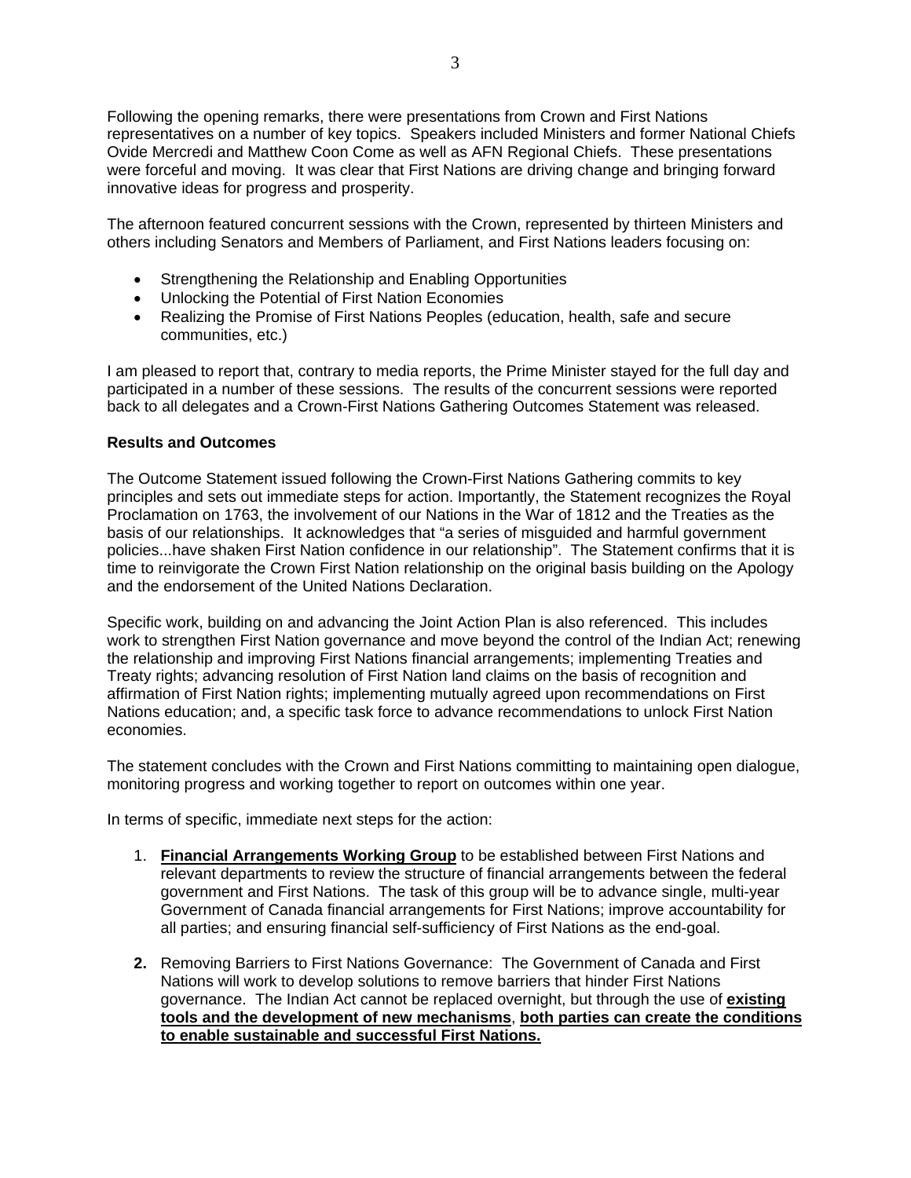Following the opening remarks, there were presentations from Crown and First Nations representatives on a number of key topics. Speakers included Ministers and former National Chiefs Ovide Mercredi and Matthew Coon Come as well as AFN Regional Chiefs. These presentations were forceful and moving. It was clear that First Nations are driving change and bringing forward innovative ideas for progress and prosperity.

The afternoon featured concurrent sessions with the Crown, represented by thirteen Ministers and others including Senators and Members of Parliament, and First Nations leaders focusing on:

- Strengthening the Relationship and Enabling Opportunities
- Unlocking the Potential of First Nation Economies
- Realizing the Promise of First Nations Peoples (education, health, safe and secure communities, etc.)

I am pleased to report that, contrary to media reports, the Prime Minister stayed for the full day and participated in a number of these sessions. The results of the concurrent sessions were reported back to all delegates and a Crown-First Nations Gathering Outcomes Statement was released.

**Results and Outcomes**

The Outcome Statement issued following the Crown-First Nations Gathering commits to key principles and sets out immediate steps for action. Importantly, the Statement recognizes the Royal Proclamation on 1763, the involvement of our Nations in the War of 1812 and the Treaties as the basis of our relationships. It acknowledges that "a series of misguided and harmful government policies...have shaken First Nation confidence in our relationship". The Statement confirms that it is time to reinvigorate the Crown First Nation relationship on the original basis building on the Apology and the endorsement of the United Nations Declaration.

Specific work, building on and advancing the Joint Action Plan is also referenced. This includes work to strengthen First Nation governance and move beyond the control of the Indian Act; renewing the relationship and improving First Nations financial arrangements; implementing Treaties and Treaty rights; advancing resolution of First Nation land claims on the basis of recognition and affirmation of First Nation rights; implementing mutually agreed upon recommendations on First Nations education; and, a specific task force to advance recommendations to unlock First Nation economies.

The statement concludes with the Crown and First Nations committing to maintaining open dialogue, monitoring progress and working together to report on outcomes within one year.

In terms of specific, immediate next steps for the action:

1. **<u>Financial Arrangements Working Group</u>** to be established between First Nations and relevant departments to review the structure of financial arrangements between the federal government and First Nations. The task of this group will be to advance single, multi-year Government of Canada financial arrangements for First Nations; improve accountability for all parties; and ensuring financial self-sufficiency of First Nations as the end-goal.

2. Removing Barriers to First Nations Governance: The Government of Canada and First Nations will work to develop solutions to remove barriers that hinder First Nations governance. The Indian Act cannot be replaced overnight, but through the use of **<u>existing tools and the development of new mechanisms</u>**, **<u>both parties can create the conditions to enable sustainable and successful First Nations.</u>**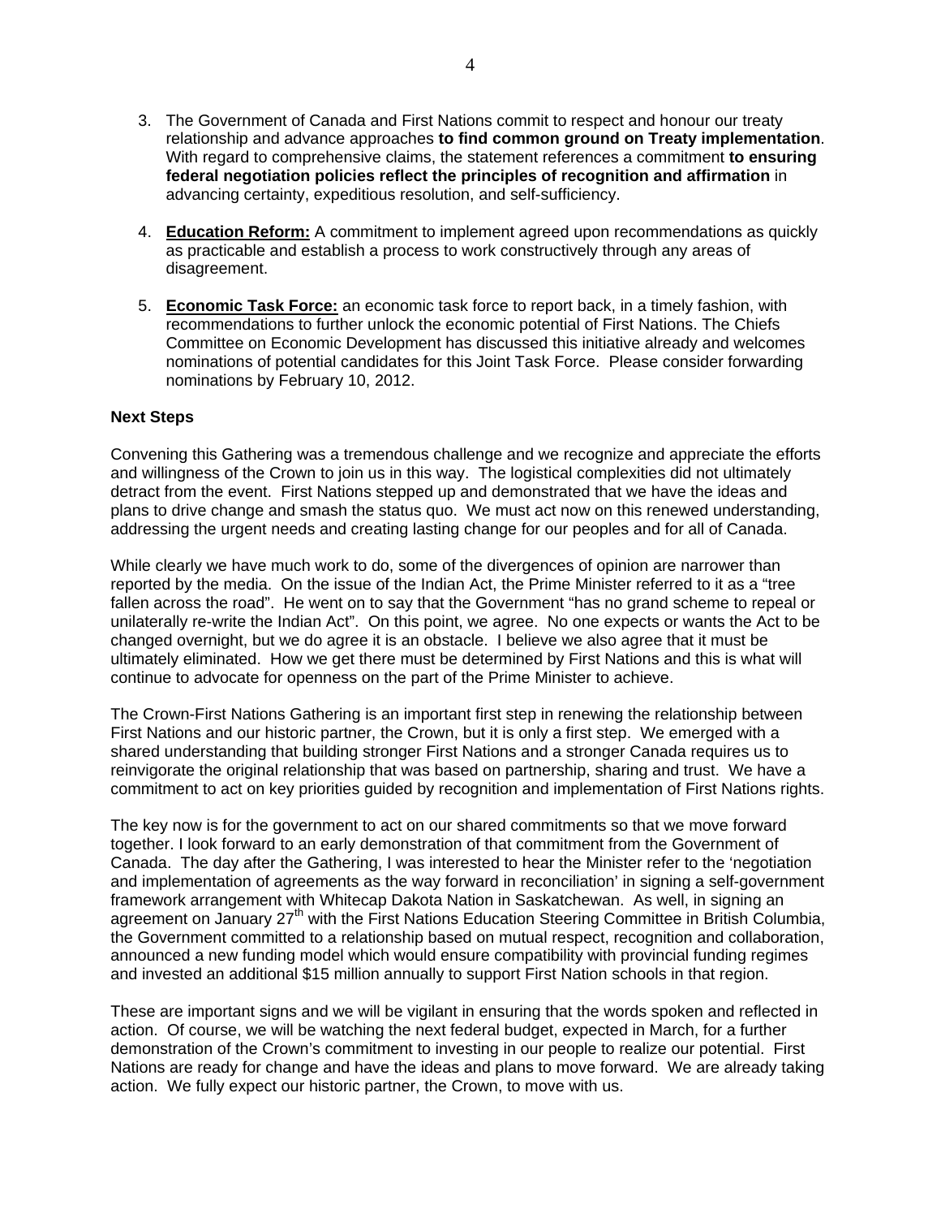3. The Government of Canada and First Nations commit to respect and honour our treaty relationship and advance approaches **to find common ground on Treaty implementation**. With regard to comprehensive claims, the statement references a commitment **to ensuring federal negotiation policies reflect the principles of recognition and affirmation** in advancing certainty, expeditious resolution, and self-sufficiency.

4. **Education Reform:** A commitment to implement agreed upon recommendations as quickly as practicable and establish a process to work constructively through any areas of disagreement.

5. **Economic Task Force:** an economic task force to report back, in a timely fashion, with recommendations to further unlock the economic potential of First Nations. The Chiefs Committee on Economic Development has discussed this initiative already and welcomes nominations of potential candidates for this Joint Task Force. Please consider forwarding nominations by February 10, 2012.

**Next Steps**

Convening this Gathering was a tremendous challenge and we recognize and appreciate the efforts and willingness of the Crown to join us in this way. The logistical complexities did not ultimately detract from the event. First Nations stepped up and demonstrated that we have the ideas and plans to drive change and smash the status quo. We must act now on this renewed understanding, addressing the urgent needs and creating lasting change for our peoples and for all of Canada.

While clearly we have much work to do, some of the divergences of opinion are narrower than reported by the media. On the issue of the Indian Act, the Prime Minister referred to it as a "tree fallen across the road". He went on to say that the Government "has no grand scheme to repeal or unilaterally re-write the Indian Act". On this point, we agree. No one expects or wants the Act to be changed overnight, but we do agree it is an obstacle. I believe we also agree that it must be ultimately eliminated. How we get there must be determined by First Nations and this is what will continue to advocate for openness on the part of the Prime Minister to achieve.

The Crown-First Nations Gathering is an important first step in renewing the relationship between First Nations and our historic partner, the Crown, but it is only a first step. We emerged with a shared understanding that building stronger First Nations and a stronger Canada requires us to reinvigorate the original relationship that was based on partnership, sharing and trust. We have a commitment to act on key priorities guided by recognition and implementation of First Nations rights.

The key now is for the government to act on our shared commitments so that we move forward together. I look forward to an early demonstration of that commitment from the Government of Canada. The day after the Gathering, I was interested to hear the Minister refer to the 'negotiation and implementation of agreements as the way forward in reconciliation' in signing a self-government framework arrangement with Whitecap Dakota Nation in Saskatchewan. As well, in signing an agreement on January 27th with the First Nations Education Steering Committee in British Columbia, the Government committed to a relationship based on mutual respect, recognition and collaboration, announced a new funding model which would ensure compatibility with provincial funding regimes and invested an additional $15 million annually to support First Nation schools in that region.

These are important signs and we will be vigilant in ensuring that the words spoken and reflected in action. Of course, we will be watching the next federal budget, expected in March, for a further demonstration of the Crown's commitment to investing in our people to realize our potential. First Nations are ready for change and have the ideas and plans to move forward. We are already taking action. We fully expect our historic partner, the Crown, to move with us.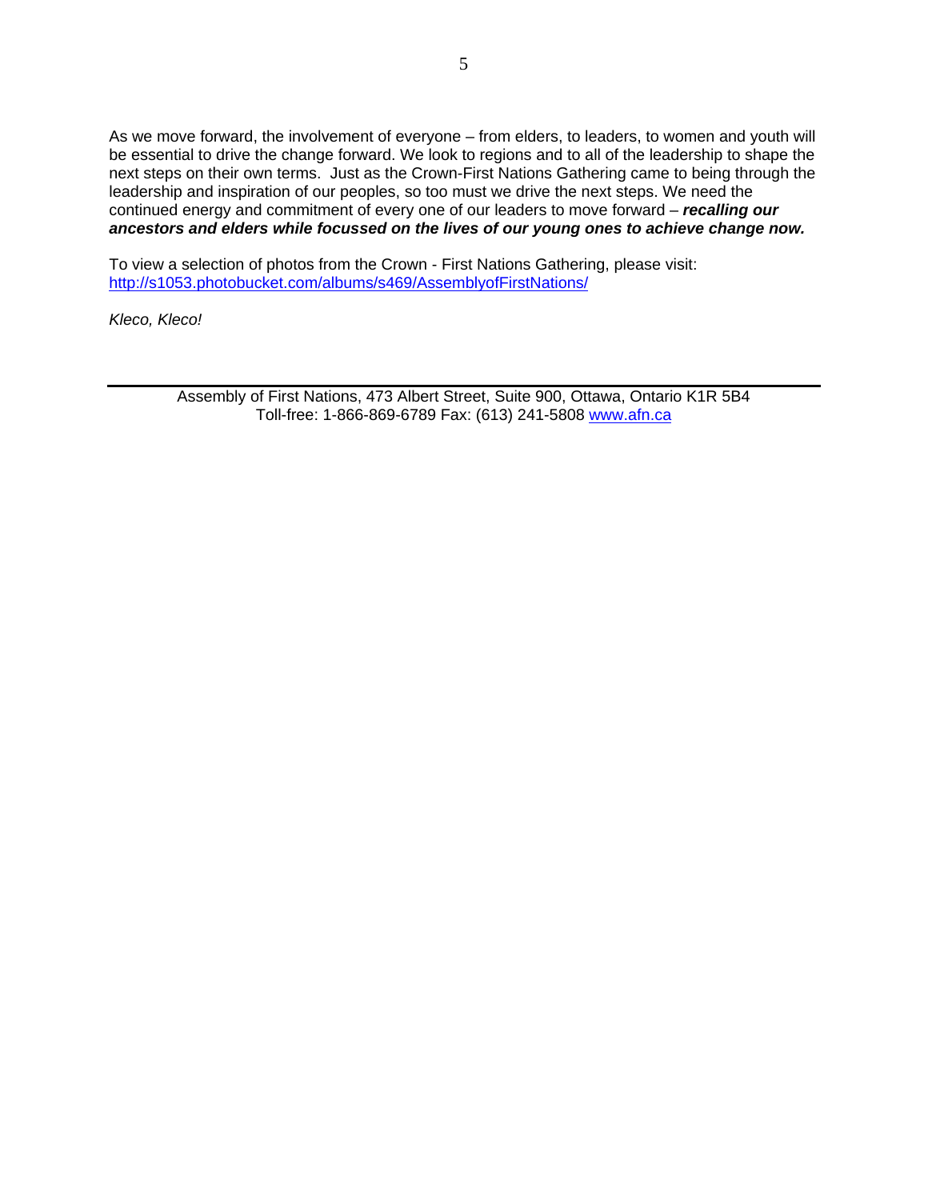As we move forward, the involvement of everyone – from elders, to leaders, to women and youth will be essential to drive the change forward. We look to regions and to all of the leadership to shape the next steps on their own terms.  Just as the Crown-First Nations Gathering came to being through the leadership and inspiration of our peoples, so too must we drive the next steps. We need the continued energy and commitment of every one of our leaders to move forward – ***recalling our ancestors and elders while focussed on the lives of our young ones to achieve change now.***

To view a selection of photos from the Crown - First Nations Gathering, please visit: [http://s1053.photobucket.com/albums/s469/AssemblyofFirstNations/](http://s1053.photobucket.com/albums/s469/AssemblyofFirstNations/)

*Kleco, Kleco!*

---

Assembly of First Nations, 473 Albert Street, Suite 900, Ottawa, Ontario K1R 5B4
Toll-free: 1-866-869-6789 Fax: (613) 241-5808 [www.afn.ca](http://www.afn.ca)